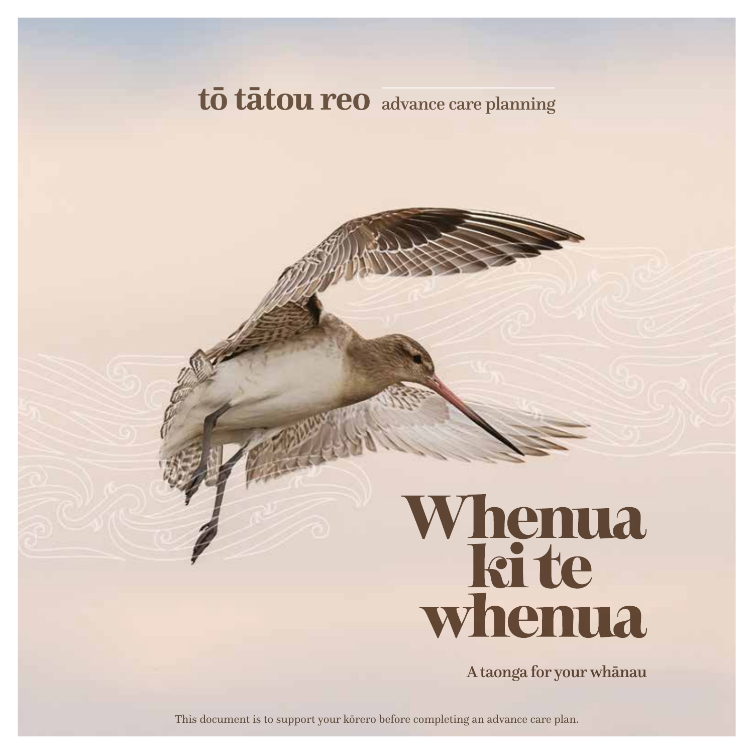**tō tātou reo** advance care planning

# Whenua ki te whenua

**A taonga for your whānau**

This document is to support your kōrero before completing an advance care plan.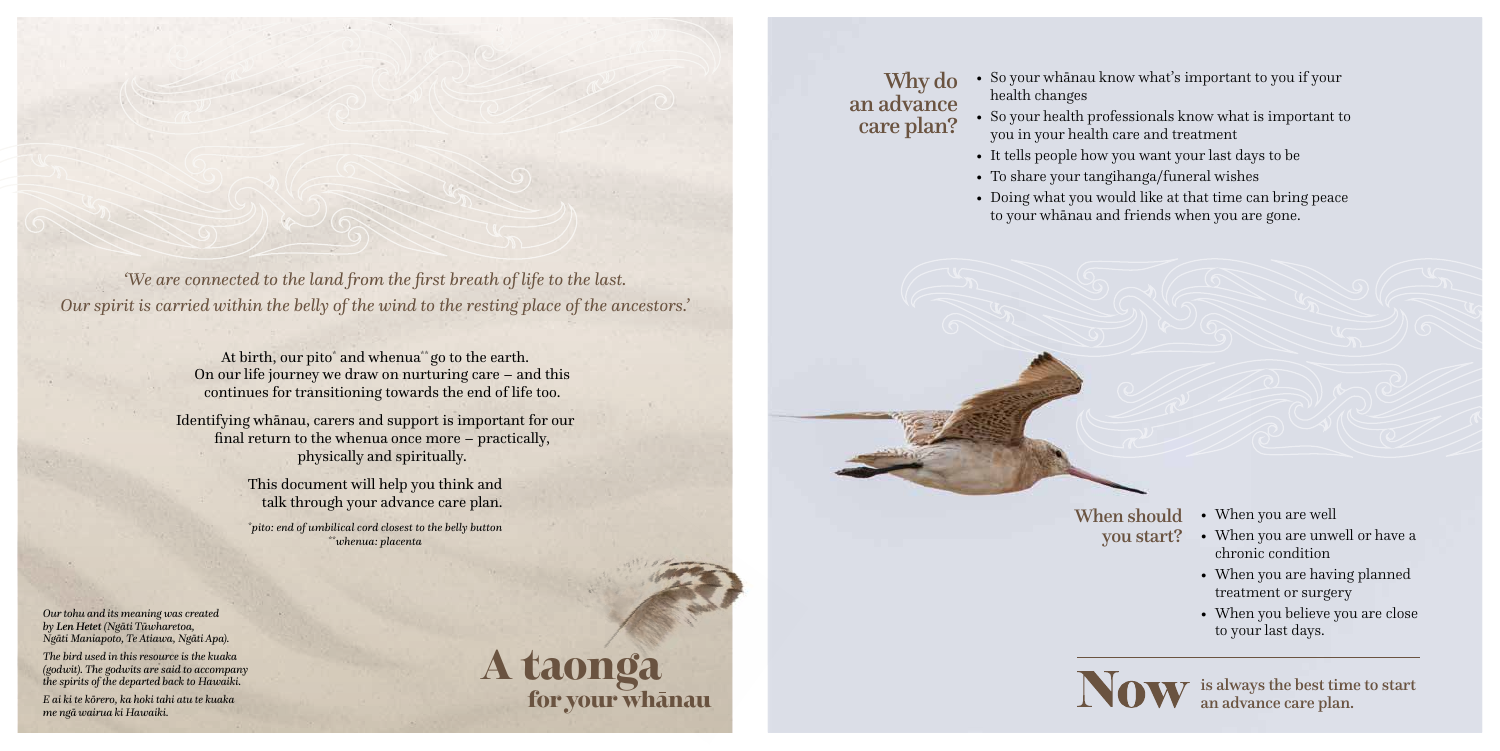*'We are connected to the land from the first breath of life to the last. Our spirit is carried within the belly of the wind to the resting place of the ancestors.'*

At birth, our pito* and whenua** go to the earth. On our life journey we draw on nurturing care – and this continues for transitioning towards the end of life too.

Identifying whānau, carers and support is important for our final return to the whenua once more – practically, physically and spiritually.

This document will help you think and talk through your advance care plan.

*\*pito: end of umbilical cord closest to the belly button*
*\*\*whenua: placenta*

*Our tohu and its meaning was created by Len Hetet (Ngāti Tūwharetoa, Ngāti Maniapoto, Te Atiawa, Ngāti Apa).*

*The bird used in this resource is the kuaka (godwit). The godwits are said to accompany the spirits of the departed back to Hawaiki.*

*E ai ki te kōrero, ka hoki tahi atu te kuaka me ngā wairua ki Hawaiki.*

# A taonga for your whānau

## Why do an advance care plan?

- So your whānau know what's important to you if your health changes
- So your health professionals know what is important to you in your health care and treatment
- It tells people how you want your last days to be
- To share your tangihanga/funeral wishes
- Doing what you would like at that time can bring peace to your whānau and friends when you are gone.

## When should you start?

- When you are well
- When you are unwell or have a chronic condition
- When you are having planned treatment or surgery
- When you believe you are close to your last days.

**Now** is always the best time to start an advance care plan.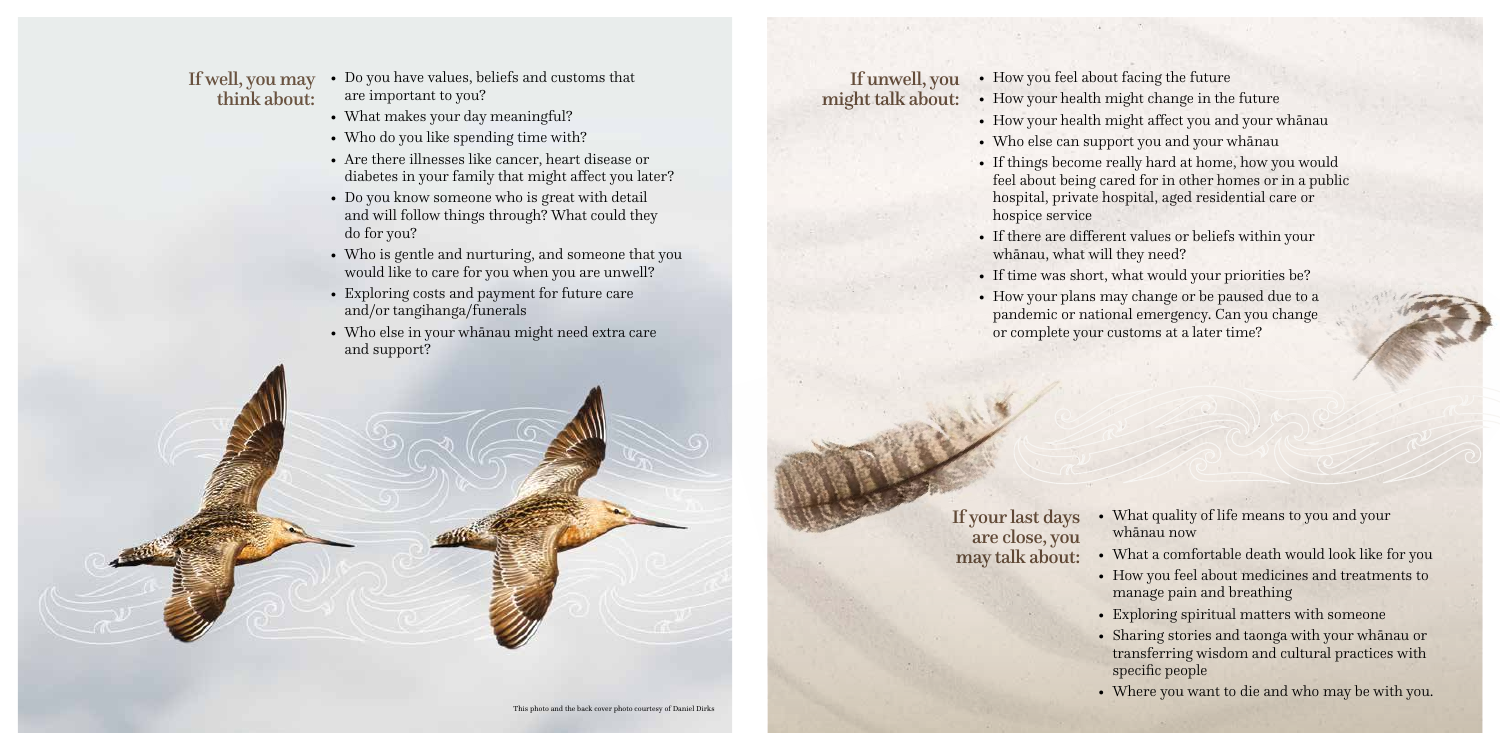## If well, you may think about:

- Do you have values, beliefs and customs that are important to you?
- What makes your day meaningful?
- Who do you like spending time with?
- Are there illnesses like cancer, heart disease or diabetes in your family that might affect you later?
- Do you know someone who is great with detail and will follow things through? What could they do for you?
- Who is gentle and nurturing, and someone that you would like to care for you when you are unwell?
- Exploring costs and payment for future care and/or tangihanga/funerals
- Who else in your whānau might need extra care and support?

This photo and the back cover photo courtesy of Daniel Dirks

## If unwell, you might talk about:

- How you feel about facing the future
- How your health might change in the future
- How your health might affect you and your whānau
- Who else can support you and your whānau
- If things become really hard at home, how you would feel about being cared for in other homes or in a public hospital, private hospital, aged residential care or hospice service
- If there are different values or beliefs within your whānau, what will they need?
- If time was short, what would your priorities be?
- How your plans may change or be paused due to a pandemic or national emergency. Can you change or complete your customs at a later time?

## If your last days are close, you may talk about:

- What quality of life means to you and your whānau now
- What a comfortable death would look like for you
- How you feel about medicines and treatments to manage pain and breathing
- Exploring spiritual matters with someone
- Sharing stories and taonga with your whānau or transferring wisdom and cultural practices with specific people
- Where you want to die and who may be with you.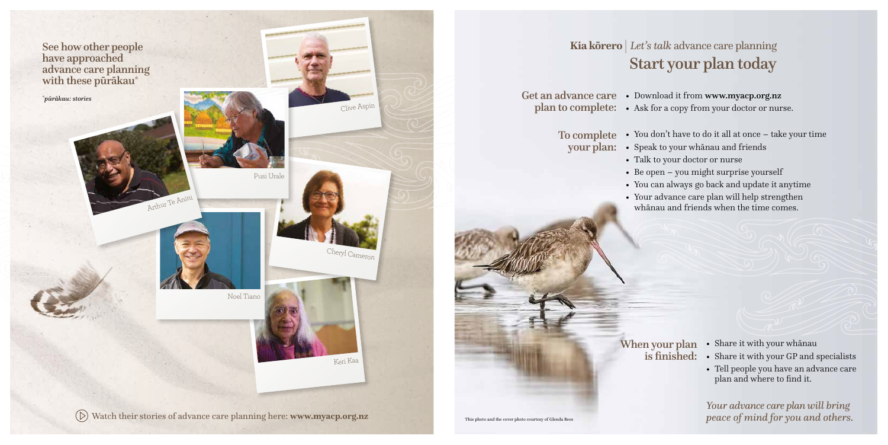## See how other people have approached advance care planning with these pūrākau*

*pūrākau: stories

Arthur Te Anini

Pusi Urale

Clive Aspin

Cheryl Cameron

Noel Tiano

Keri Kaa

Watch their stories of advance care planning here: **www.myacp.org.nz**

**Kia kōrero** | *Let's talk* advance care planning

# Start your plan today

**Get an advance care plan to complete:**

- Download it from **www.myacp.org.nz**
- Ask for a copy from your doctor or nurse.

**To complete your plan:**

- You don't have to do it all at once – take your time
- Speak to your whānau and friends
- Talk to your doctor or nurse
- Be open – you might surprise yourself
- You can always go back and update it anytime
- Your advance care plan will help strengthen whānau and friends when the time comes.

**When your plan is finished:**

- Share it with your whānau
- Share it with your GP and specialists
- Tell people you have an advance care plan and where to find it.

*Your advance care plan will bring peace of mind for you and others.*

This photo and the cover photo courtesy of Glenda Rees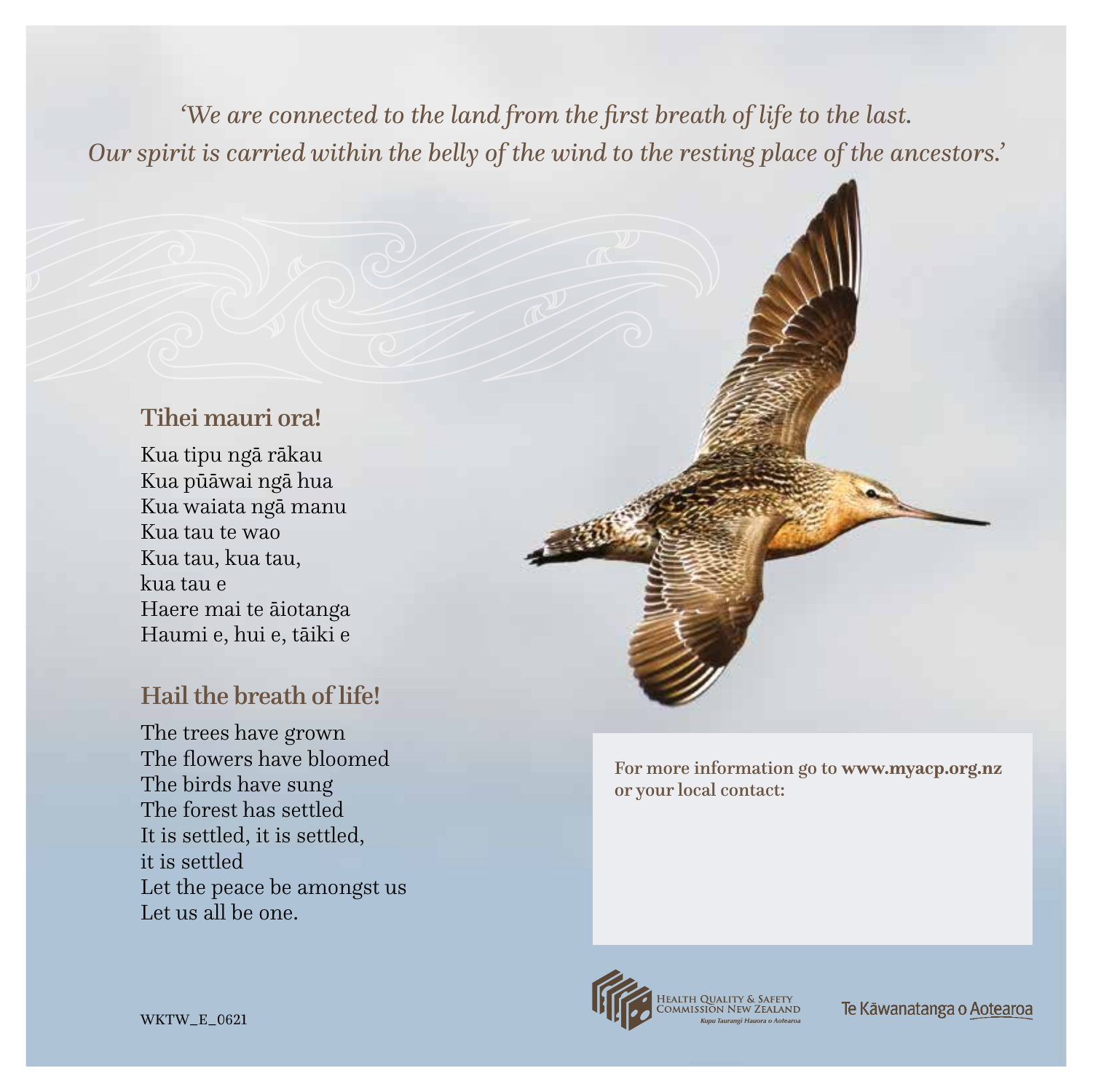*'We are connected to the land from the first breath of life to the last. Our spirit is carried within the belly of the wind to the resting place of the ancestors.'*

## Tihei mauri ora!

Kua tipu ngā rākau
Kua pūāwai ngā hua
Kua waiata ngā manu
Kua tau te wao
Kua tau, kua tau,
kua tau e
Haere mai te āiotanga
Haumi e, hui e, tāiki e

## Hail the breath of life!

The trees have grown
The flowers have bloomed
The birds have sung
The forest has settled
It is settled, it is settled,
it is settled
Let the peace be amongst us
Let us all be one.

**For more information go to www.myacp.org.nz or your local contact:**

Health Quality & Safety Commission New Zealand
*Kupu Taurangi Hauora o Aotearoa*

Te Kāwanatanga o Aotearoa

WKTW_E_0621